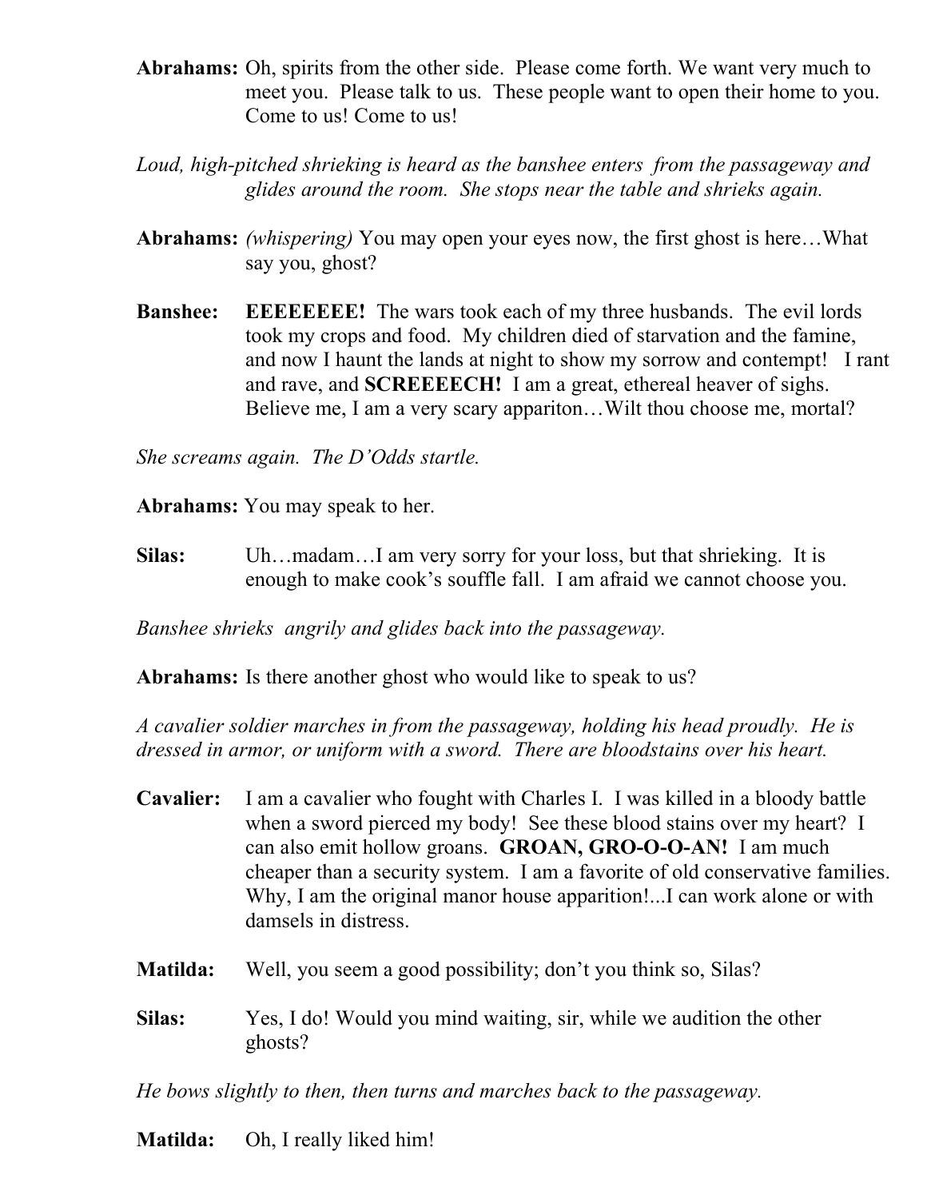**Abrahams:** Oh, spirits from the other side. Please come forth. We want very much to meet you. Please talk to us. These people want to open their home to you. Come to us! Come to us!

*Loud, high-pitched shrieking is heard as the banshee enters from the passageway and glides around the room. She stops near the table and shrieks again.*

**Abrahams:** *(whispering)* You may open your eyes now, the first ghost is here…What say you, ghost?

**Banshee:** **EEEEEEEE!** The wars took each of my three husbands. The evil lords took my crops and food. My children died of starvation and the famine, and now I haunt the lands at night to show my sorrow and contempt! I rant and rave, and **SCREEEECH!** I am a great, ethereal heaver of sighs. Believe me, I am a very scary appariton…Wilt thou choose me, mortal?

*She screams again. The D'Odds startle.*

**Abrahams:** You may speak to her.

**Silas:** Uh…madam…I am very sorry for your loss, but that shrieking. It is enough to make cook's souffle fall. I am afraid we cannot choose you.

*Banshee shrieks angrily and glides back into the passageway.*

**Abrahams:** Is there another ghost who would like to speak to us?

*A cavalier soldier marches in from the passageway, holding his head proudly. He is dressed in armor, or uniform with a sword. There are bloodstains over his heart.*

**Cavalier:** I am a cavalier who fought with Charles I. I was killed in a bloody battle when a sword pierced my body! See these blood stains over my heart? I can also emit hollow groans. **GROAN, GRO-O-O-AN!** I am much cheaper than a security system. I am a favorite of old conservative families. Why, I am the original manor house apparition!...I can work alone or with damsels in distress.

**Matilda:** Well, you seem a good possibility; don't you think so, Silas?

**Silas:** Yes, I do! Would you mind waiting, sir, while we audition the other ghosts?

*He bows slightly to then, then turns and marches back to the passageway.*

**Matilda:** Oh, I really liked him!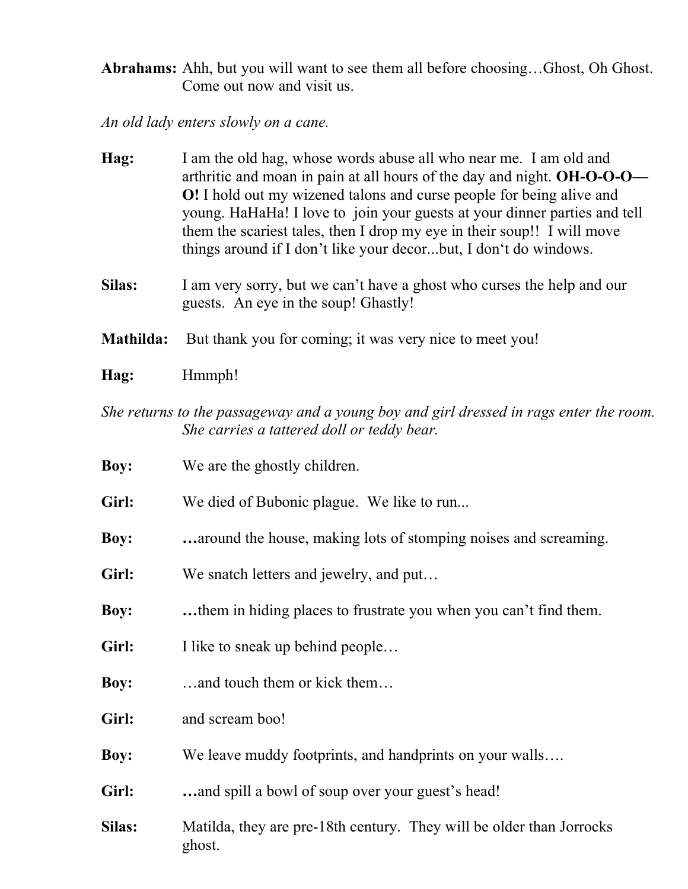**Abrahams:** Ahh, but you will want to see them all before choosing…Ghost, Oh Ghost. Come out now and visit us.

*An old lady enters slowly on a cane.*

**Hag:** I am the old hag, whose words abuse all who near me. I am old and arthritic and moan in pain at all hours of the day and night. **OH-O-O-O—O!** I hold out my wizened talons and curse people for being alive and young. HaHaHa! I love to join your guests at your dinner parties and tell them the scariest tales, then I drop my eye in their soup!! I will move things around if I don't like your decor...but, I don't do windows.

**Silas:** I am very sorry, but we can't have a ghost who curses the help and our guests. An eye in the soup! Ghastly!

**Mathilda:** But thank you for coming; it was very nice to meet you!

**Hag:** Hmmph!

*She returns to the passageway and a young boy and girl dressed in rags enter the room. She carries a tattered doll or teddy bear.*

**Boy:** We are the ghostly children.

**Girl:** We died of Bubonic plague. We like to run...

**Boy:** **…**around the house, making lots of stomping noises and screaming.

**Girl:** We snatch letters and jewelry, and put…

**Boy:** **…**them in hiding places to frustrate you when you can't find them.

**Girl:** I like to sneak up behind people…

**Boy:** …and touch them or kick them…

**Girl:** and scream boo!

**Boy:** We leave muddy footprints, and handprints on your walls….

**Girl:** **…**and spill a bowl of soup over your guest's head!

**Silas:** Matilda, they are pre-18th century. They will be older than Jorrocks ghost.